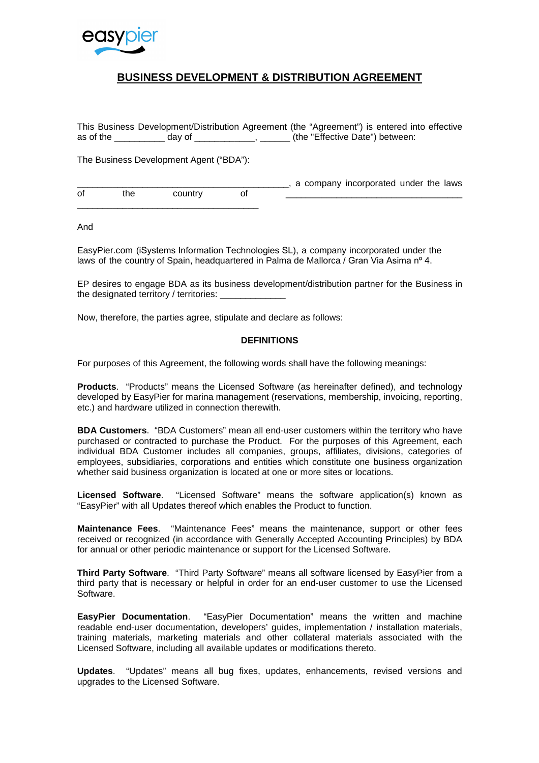easypier

# BUSINESS DEVELOPMENT & DISTRIBUTION AGREEMENT

This Business Development/Distribution Agreement (the "Agreement") is entered into effective as of the __________ day of ____________, ______ (the "Effective Date") between:

The Business Development Agent ("BDA"):

___________________________________________, a company incorporated under the laws of the country of ___________________________________ ____________________________________

And

EasyPier.com (iSystems Information Technologies SL), a company incorporated under the laws of the country of Spain, headquartered in Palma de Mallorca / Gran Via Asima nº 4.

EP desires to engage BDA as its business development/distribution partner for the Business in the designated territory / territories: _____________

Now, therefore, the parties agree, stipulate and declare as follows:

## DEFINITIONS

For purposes of this Agreement, the following words shall have the following meanings:

**Products**. "Products" means the Licensed Software (as hereinafter defined), and technology developed by EasyPier for marina management (reservations, membership, invoicing, reporting, etc.) and hardware utilized in connection therewith.

**BDA Customers**. "BDA Customers" mean all end-user customers within the territory who have purchased or contracted to purchase the Product. For the purposes of this Agreement, each individual BDA Customer includes all companies, groups, affiliates, divisions, categories of employees, subsidiaries, corporations and entities which constitute one business organization whether said business organization is located at one or more sites or locations.

**Licensed Software**. "Licensed Software" means the software application(s) known as "EasyPier" with all Updates thereof which enables the Product to function.

**Maintenance Fees**. "Maintenance Fees" means the maintenance, support or other fees received or recognized (in accordance with Generally Accepted Accounting Principles) by BDA for annual or other periodic maintenance or support for the Licensed Software.

**Third Party Software**. "Third Party Software" means all software licensed by EasyPier from a third party that is necessary or helpful in order for an end-user customer to use the Licensed Software.

**EasyPier Documentation**. "EasyPier Documentation" means the written and machine readable end-user documentation, developers' guides, implementation / installation materials, training materials, marketing materials and other collateral materials associated with the Licensed Software, including all available updates or modifications thereto.

**Updates**. "Updates" means all bug fixes, updates, enhancements, revised versions and upgrades to the Licensed Software.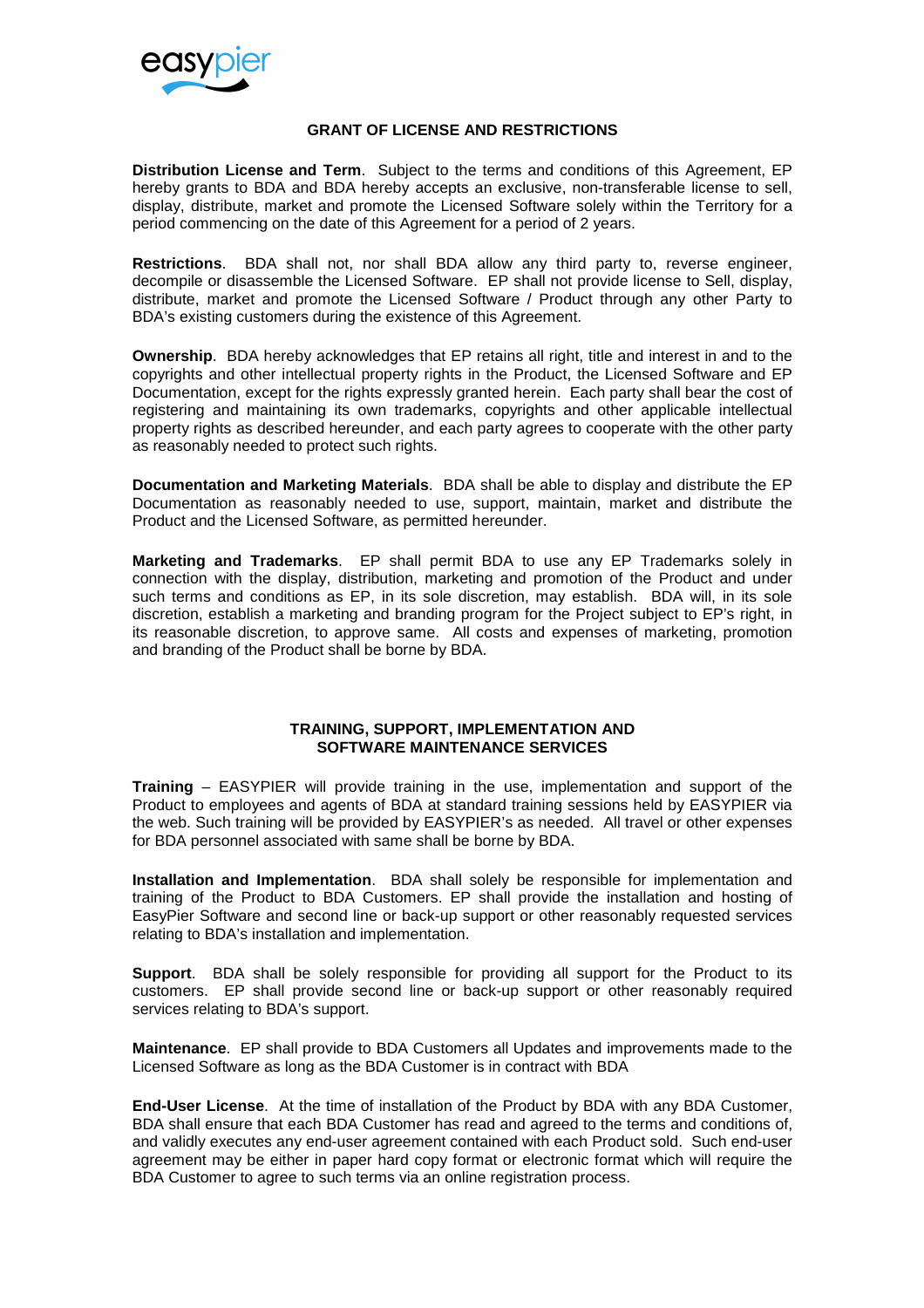## GRANT OF LICENSE AND RESTRICTIONS

**Distribution License and Term**. Subject to the terms and conditions of this Agreement, EP hereby grants to BDA and BDA hereby accepts an exclusive, non-transferable license to sell, display, distribute, market and promote the Licensed Software solely within the Territory for a period commencing on the date of this Agreement for a period of 2 years.

**Restrictions**. BDA shall not, nor shall BDA allow any third party to, reverse engineer, decompile or disassemble the Licensed Software. EP shall not provide license to Sell, display, distribute, market and promote the Licensed Software / Product through any other Party to BDA's existing customers during the existence of this Agreement.

**Ownership**. BDA hereby acknowledges that EP retains all right, title and interest in and to the copyrights and other intellectual property rights in the Product, the Licensed Software and EP Documentation, except for the rights expressly granted herein. Each party shall bear the cost of registering and maintaining its own trademarks, copyrights and other applicable intellectual property rights as described hereunder, and each party agrees to cooperate with the other party as reasonably needed to protect such rights.

**Documentation and Marketing Materials**. BDA shall be able to display and distribute the EP Documentation as reasonably needed to use, support, maintain, market and distribute the Product and the Licensed Software, as permitted hereunder.

**Marketing and Trademarks**. EP shall permit BDA to use any EP Trademarks solely in connection with the display, distribution, marketing and promotion of the Product and under such terms and conditions as EP, in its sole discretion, may establish. BDA will, in its sole discretion, establish a marketing and branding program for the Project subject to EP's right, in its reasonable discretion, to approve same. All costs and expenses of marketing, promotion and branding of the Product shall be borne by BDA.

## TRAINING, SUPPORT, IMPLEMENTATION AND SOFTWARE MAINTENANCE SERVICES

**Training** – EASYPIER will provide training in the use, implementation and support of the Product to employees and agents of BDA at standard training sessions held by EASYPIER via the web. Such training will be provided by EASYPIER's as needed. All travel or other expenses for BDA personnel associated with same shall be borne by BDA.

**Installation and Implementation**. BDA shall solely be responsible for implementation and training of the Product to BDA Customers. EP shall provide the installation and hosting of EasyPier Software and second line or back-up support or other reasonably requested services relating to BDA's installation and implementation.

**Support**. BDA shall be solely responsible for providing all support for the Product to its customers. EP shall provide second line or back-up support or other reasonably required services relating to BDA's support.

**Maintenance**. EP shall provide to BDA Customers all Updates and improvements made to the Licensed Software as long as the BDA Customer is in contract with BDA

**End-User License**. At the time of installation of the Product by BDA with any BDA Customer, BDA shall ensure that each BDA Customer has read and agreed to the terms and conditions of, and validly executes any end-user agreement contained with each Product sold. Such end-user agreement may be either in paper hard copy format or electronic format which will require the BDA Customer to agree to such terms via an online registration process.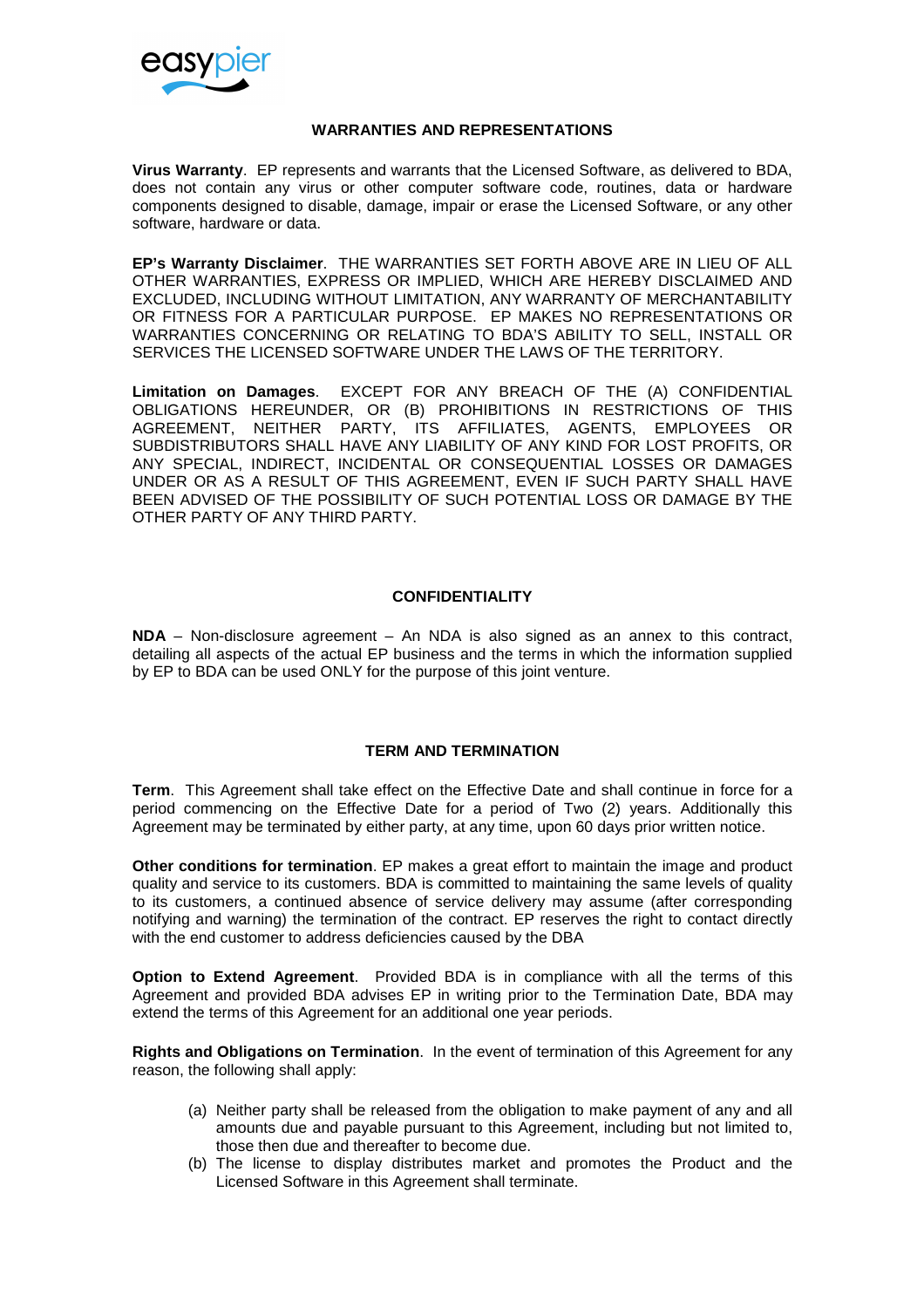## WARRANTIES AND REPRESENTATIONS

**Virus Warranty**. EP represents and warrants that the Licensed Software, as delivered to BDA, does not contain any virus or other computer software code, routines, data or hardware components designed to disable, damage, impair or erase the Licensed Software, or any other software, hardware or data.

**EP's Warranty Disclaimer**. THE WARRANTIES SET FORTH ABOVE ARE IN LIEU OF ALL OTHER WARRANTIES, EXPRESS OR IMPLIED, WHICH ARE HEREBY DISCLAIMED AND EXCLUDED, INCLUDING WITHOUT LIMITATION, ANY WARRANTY OF MERCHANTABILITY OR FITNESS FOR A PARTICULAR PURPOSE. EP MAKES NO REPRESENTATIONS OR WARRANTIES CONCERNING OR RELATING TO BDA'S ABILITY TO SELL, INSTALL OR SERVICES THE LICENSED SOFTWARE UNDER THE LAWS OF THE TERRITORY.

**Limitation on Damages**. EXCEPT FOR ANY BREACH OF THE (A) CONFIDENTIAL OBLIGATIONS HEREUNDER, OR (B) PROHIBITIONS IN RESTRICTIONS OF THIS AGREEMENT, NEITHER PARTY, ITS AFFILIATES, AGENTS, EMPLOYEES OR SUBDISTRIBUTORS SHALL HAVE ANY LIABILITY OF ANY KIND FOR LOST PROFITS, OR ANY SPECIAL, INDIRECT, INCIDENTAL OR CONSEQUENTIAL LOSSES OR DAMAGES UNDER OR AS A RESULT OF THIS AGREEMENT, EVEN IF SUCH PARTY SHALL HAVE BEEN ADVISED OF THE POSSIBILITY OF SUCH POTENTIAL LOSS OR DAMAGE BY THE OTHER PARTY OF ANY THIRD PARTY.

## CONFIDENTIALITY

**NDA** – Non-disclosure agreement – An NDA is also signed as an annex to this contract, detailing all aspects of the actual EP business and the terms in which the information supplied by EP to BDA can be used ONLY for the purpose of this joint venture.

## TERM AND TERMINATION

**Term**. This Agreement shall take effect on the Effective Date and shall continue in force for a period commencing on the Effective Date for a period of Two (2) years. Additionally this Agreement may be terminated by either party, at any time, upon 60 days prior written notice.

**Other conditions for termination**. EP makes a great effort to maintain the image and product quality and service to its customers. BDA is committed to maintaining the same levels of quality to its customers, a continued absence of service delivery may assume (after corresponding notifying and warning) the termination of the contract. EP reserves the right to contact directly with the end customer to address deficiencies caused by the DBA

**Option to Extend Agreement**. Provided BDA is in compliance with all the terms of this Agreement and provided BDA advises EP in writing prior to the Termination Date, BDA may extend the terms of this Agreement for an additional one year periods.

**Rights and Obligations on Termination**. In the event of termination of this Agreement for any reason, the following shall apply:

(a) Neither party shall be released from the obligation to make payment of any and all amounts due and payable pursuant to this Agreement, including but not limited to, those then due and thereafter to become due.

(b) The license to display distributes market and promotes the Product and the Licensed Software in this Agreement shall terminate.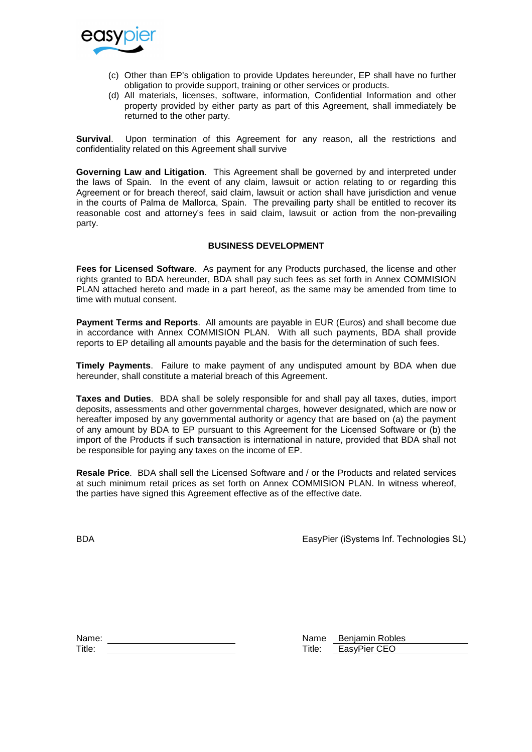(c) Other than EP's obligation to provide Updates hereunder, EP shall have no further obligation to provide support, training or other services or products.

(d) All materials, licenses, software, information, Confidential Information and other property provided by either party as part of this Agreement, shall immediately be returned to the other party.

**Survival**. Upon termination of this Agreement for any reason, all the restrictions and confidentiality related on this Agreement shall survive

**Governing Law and Litigation**. This Agreement shall be governed by and interpreted under the laws of Spain. In the event of any claim, lawsuit or action relating to or regarding this Agreement or for breach thereof, said claim, lawsuit or action shall have jurisdiction and venue in the courts of Palma de Mallorca, Spain. The prevailing party shall be entitled to recover its reasonable cost and attorney's fees in said claim, lawsuit or action from the non-prevailing party.

## BUSINESS DEVELOPMENT

**Fees for Licensed Software**. As payment for any Products purchased, the license and other rights granted to BDA hereunder, BDA shall pay such fees as set forth in Annex COMMISION PLAN attached hereto and made in a part hereof, as the same may be amended from time to time with mutual consent.

**Payment Terms and Reports**. All amounts are payable in EUR (Euros) and shall become due in accordance with Annex COMMISION PLAN. With all such payments, BDA shall provide reports to EP detailing all amounts payable and the basis for the determination of such fees.

**Timely Payments**. Failure to make payment of any undisputed amount by BDA when due hereunder, shall constitute a material breach of this Agreement.

**Taxes and Duties**. BDA shall be solely responsible for and shall pay all taxes, duties, import deposits, assessments and other governmental charges, however designated, which are now or hereafter imposed by any governmental authority or agency that are based on (a) the payment of any amount by BDA to EP pursuant to this Agreement for the Licensed Software or (b) the import of the Products if such transaction is international in nature, provided that BDA shall not be responsible for paying any taxes on the income of EP.

**Resale Price**. BDA shall sell the Licensed Software and / or the Products and related services at such minimum retail prices as set forth on Annex COMMISION PLAN. In witness whereof, the parties have signed this Agreement effective as of the effective date.

| BDA | EasyPier (iSystems Inf. Technologies SL) |
| --- | --- |
| Name: ____________________ | Name: Benjamin Robles |
| Title: ____________________ | Title: EasyPier CEO |